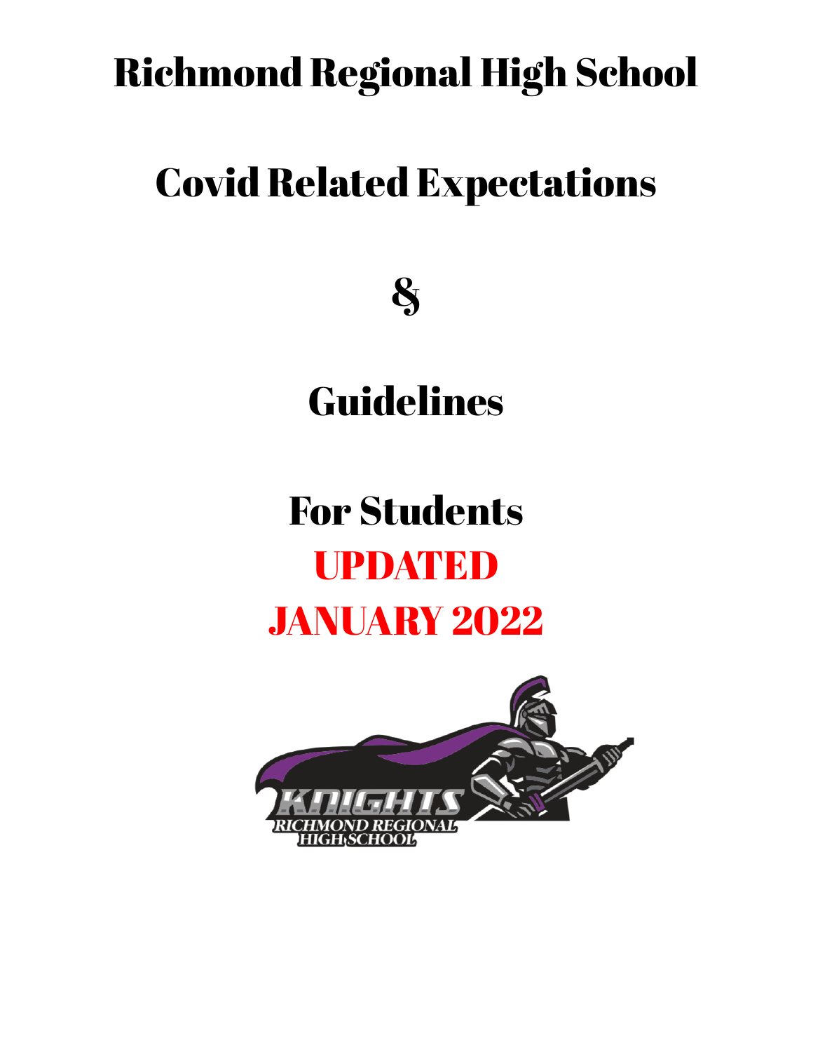# Richmond Regional High School

# Covid Related Expectations

# &

# Guidelines

# For Students

# UPDATED

# JANUARY 2022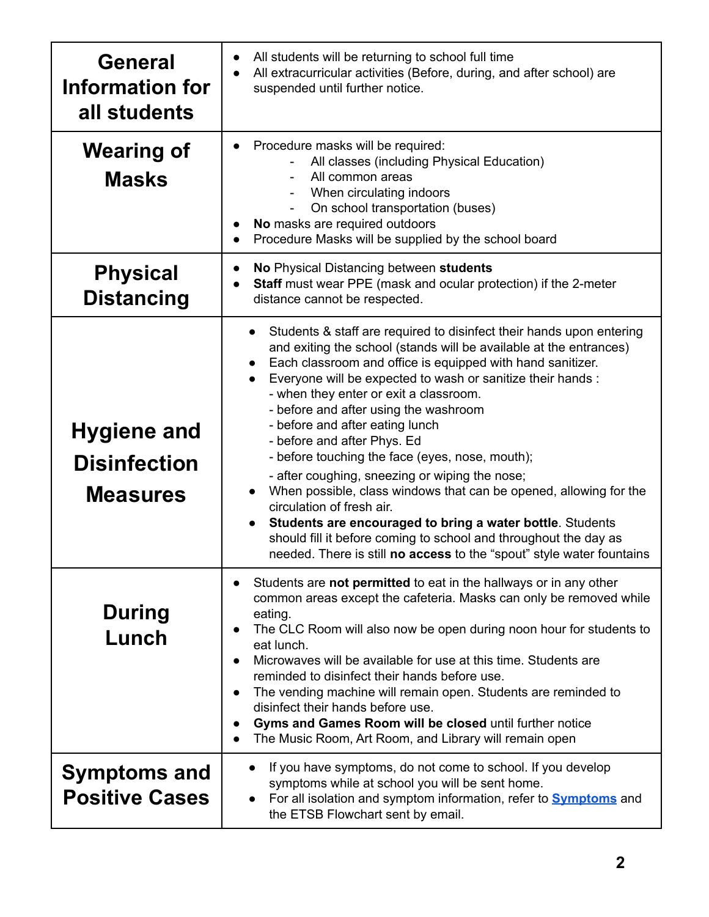| | |
|---|---|
| **General Information for all students** | • All students will be returning to school full time<br>• All extracurricular activities (Before, during, and after school) are suspended until further notice. |
| **Wearing of Masks** | • Procedure masks will be required:<br>- All classes (including Physical Education)<br>- All common areas<br>- When circulating indoors<br>- On school transportation (buses)<br>• **No** masks are required outdoors<br>• Procedure Masks will be supplied by the school board |
| **Physical Distancing** | • **No** Physical Distancing between **students**<br>• **Staff** must wear PPE (mask and ocular protection) if the 2-meter distance cannot be respected. |
| **Hygiene and Disinfection Measures** | • Students & staff are required to disinfect their hands upon entering and exiting the school (stands will be available at the entrances)<br>• Each classroom and office is equipped with hand sanitizer.<br>• Everyone will be expected to wash or sanitize their hands :<br>- when they enter or exit a classroom.<br>- before and after using the washroom<br>- before and after eating lunch<br>- before and after Phys. Ed<br>- before touching the face (eyes, nose, mouth);<br>- after coughing, sneezing or wiping the nose;<br>• When possible, class windows that can be opened, allowing for the circulation of fresh air.<br>• **Students are encouraged to bring a water bottle**. Students should fill it before coming to school and throughout the day as needed. There is still **no access** to the "spout" style water fountains |
| **During Lunch** | • Students are **not permitted** to eat in the hallways or in any other common areas except the cafeteria. Masks can only be removed while eating.<br>• The CLC Room will also now be open during noon hour for students to eat lunch.<br>• Microwaves will be available for use at this time. Students are reminded to disinfect their hands before use.<br>• The vending machine will remain open. Students are reminded to disinfect their hands before use.<br>• **Gyms and Games Room will be closed** until further notice<br>• The Music Room, Art Room, and Library will remain open |
| **Symptoms and Positive Cases** | • If you have symptoms, do not come to school. If you develop symptoms while at school you will be sent home.<br>• For all isolation and symptom information, refer to **Symptoms** and the ETSB Flowchart sent by email. |